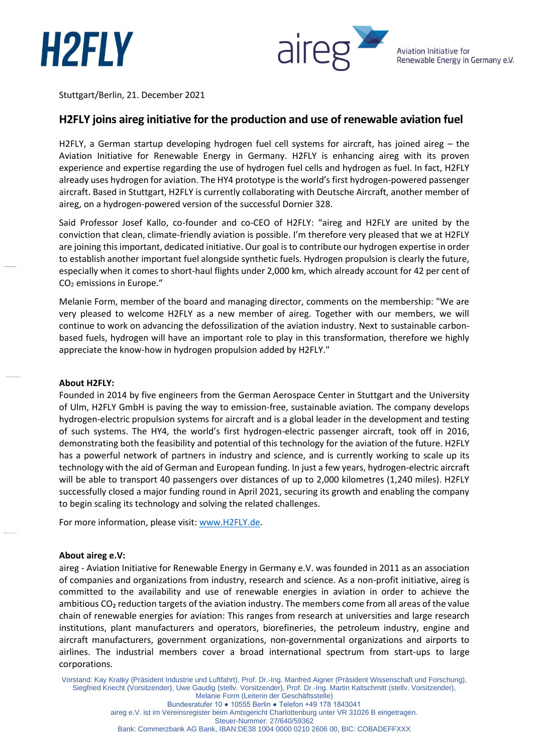H2FLY

aireg Aviation Initiative for Renewable Energy in Germany e.V.

Stuttgart/Berlin, 21. December 2021

## H2FLY joins aireg initiative for the production and use of renewable aviation fuel

H2FLY, a German startup developing hydrogen fuel cell systems for aircraft, has joined aireg – the Aviation Initiative for Renewable Energy in Germany. H2FLY is enhancing aireg with its proven experience and expertise regarding the use of hydrogen fuel cells and hydrogen as fuel. In fact, H2FLY already uses hydrogen for aviation. The HY4 prototype is the world's first hydrogen-powered passenger aircraft. Based in Stuttgart, H2FLY is currently collaborating with Deutsche Aircraft, another member of aireg, on a hydrogen-powered version of the successful Dornier 328.

Said Professor Josef Kallo, co-founder and co-CEO of H2FLY: "aireg and H2FLY are united by the conviction that clean, climate-friendly aviation is possible. I'm therefore very pleased that we at H2FLY are joining this important, dedicated initiative. Our goal is to contribute our hydrogen expertise in order to establish another important fuel alongside synthetic fuels. Hydrogen propulsion is clearly the future, especially when it comes to short-haul flights under 2,000 km, which already account for 42 per cent of $CO_2$ emissions in Europe."

Melanie Form, member of the board and managing director, comments on the membership: "We are very pleased to welcome H2FLY as a new member of aireg. Together with our members, we will continue to work on advancing the defossilization of the aviation industry. Next to sustainable carbon-based fuels, hydrogen will have an important role to play in this transformation, therefore we highly appreciate the know-how in hydrogen propulsion added by H2FLY."

**About H2FLY:**
Founded in 2014 by five engineers from the German Aerospace Center in Stuttgart and the University of Ulm, H2FLY GmbH is paving the way to emission-free, sustainable aviation. The company develops hydrogen-electric propulsion systems for aircraft and is a global leader in the development and testing of such systems. The HY4, the world's first hydrogen-electric passenger aircraft, took off in 2016, demonstrating both the feasibility and potential of this technology for the aviation of the future. H2FLY has a powerful network of partners in industry and science, and is currently working to scale up its technology with the aid of German and European funding. In just a few years, hydrogen-electric aircraft will be able to transport 40 passengers over distances of up to 2,000 kilometres (1,240 miles). H2FLY successfully closed a major funding round in April 2021, securing its growth and enabling the company to begin scaling its technology and solving the related challenges.

For more information, please visit: [www.H2FLY.de](www.H2FLY.de).

**About aireg e.V:**
aireg - Aviation Initiative for Renewable Energy in Germany e.V. was founded in 2011 as an association of companies and organizations from industry, research and science. As a non-profit initiative, aireg is committed to the availability and use of renewable energies in aviation in order to achieve the ambitious $CO_2$ reduction targets of the aviation industry. The members come from all areas of the value chain of renewable energies for aviation: This ranges from research at universities and large research institutions, plant manufacturers and operators, biorefineries, the petroleum industry, engine and aircraft manufacturers, government organizations, non-governmental organizations and airports to airlines. The industrial members cover a broad international spectrum from start-ups to large corporations.

Vorstand: Kay Kratky (Präsident Industrie und Luftfahrt), Prof. Dr.-Ing. Manfred Aigner (Präsident Wissenschaft und Forschung), Siegfried Knecht (Vorsitzender), Uwe Gaudig (stellv. Vorsitzender), Prof. Dr.-Ing. Martin Kaltschmitt (stellv. Vorsitzender), Melanie Form (Leiterin der Geschäftsstelle)
Bundesratufer 10 ● 10555 Berlin ● Telefon +49 178 1843041
aireg e.V. ist im Vereinsregister beim Amtsgericht Charlottenburg unter VR 31026 B eingetragen.
Steuer-Nummer: 27/640/59362
Bank: Commerzbank AG Bank, IBAN:DE38 1004 0000 0210 2606 00, BIC: COBADEFFXXX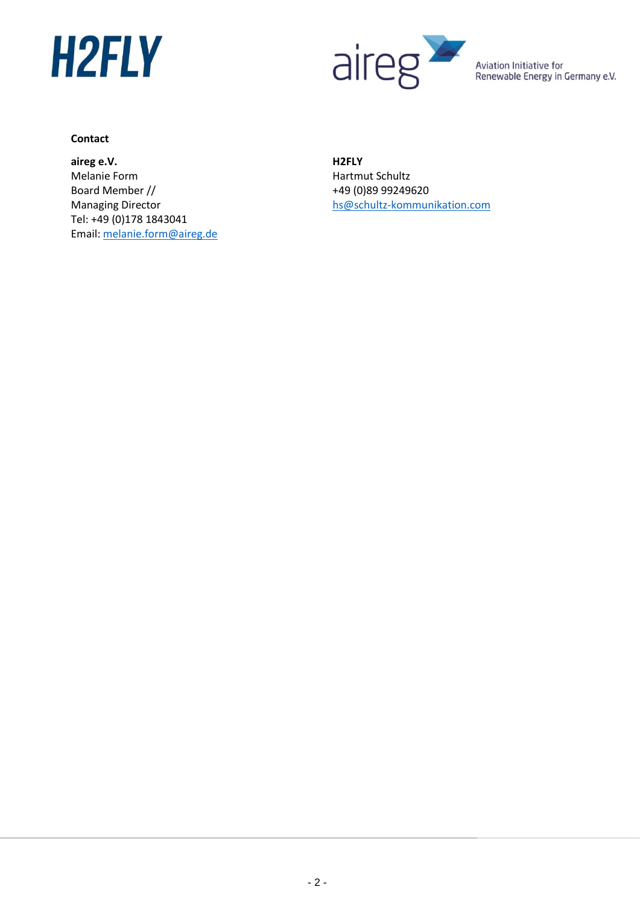**Contact**

**aireg e.V.**
Melanie Form
Board Member //
Managing Director
Tel: +49 (0)178 1843041
Email: melanie.form@aireg.de

**H2FLY**
Hartmut Schultz
+49 (0)89 99249620
hs@schultz-kommunikation.com